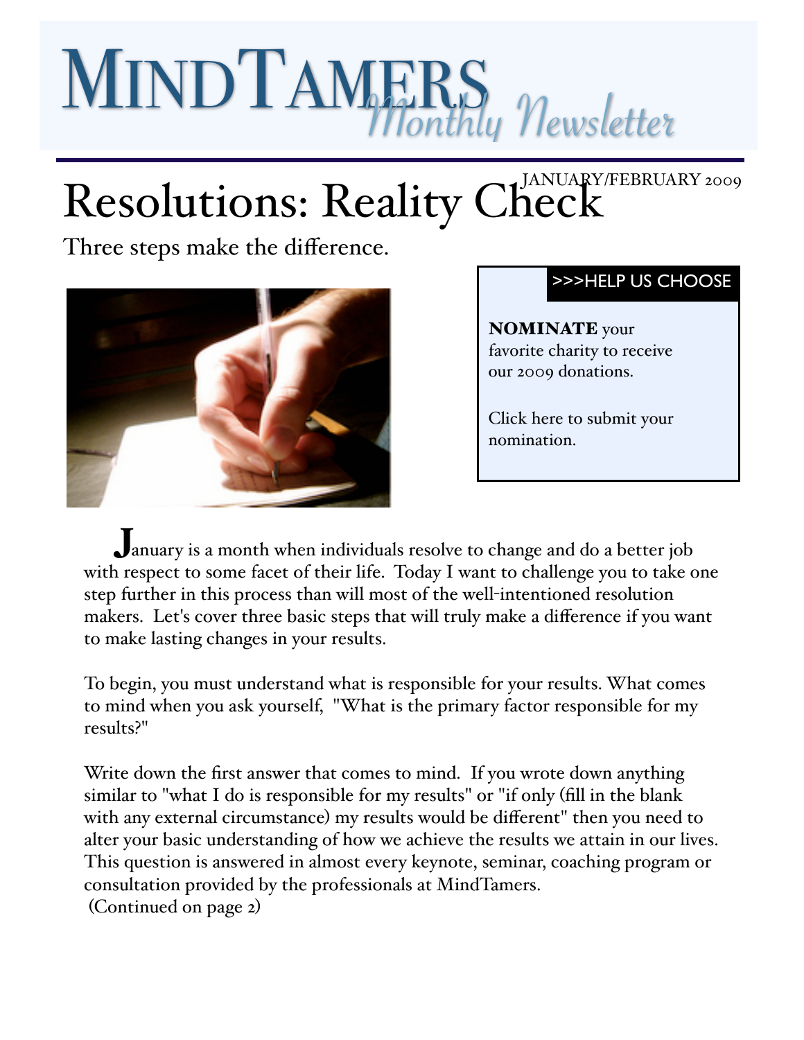# MindTamers *Monthly Newsletter*

JANUARY/FEBRUARY 2009

# Resolutions: Reality Check

Three steps make the difference.

>>>HELP US CHOOSE

**NOMINATE** your favorite charity to receive our 2009 donations.

Click here to submit your nomination.

January is a month when individuals resolve to change and do a better job with respect to some facet of their life. Today I want to challenge you to take one step further in this process than will most of the well-intentioned resolution makers. Let's cover three basic steps that will truly make a difference if you want to make lasting changes in your results.

To begin, you must understand what is responsible for your results. What comes to mind when you ask yourself, "What is the primary factor responsible for my results?"

Write down the first answer that comes to mind. If you wrote down anything similar to "what I do is responsible for my results" or "if only (fill in the blank with any external circumstance) my results would be different" then you need to alter your basic understanding of how we achieve the results we attain in our lives. This question is answered in almost every keynote, seminar, coaching program or consultation provided by the professionals at MindTamers.
(Continued on page 2)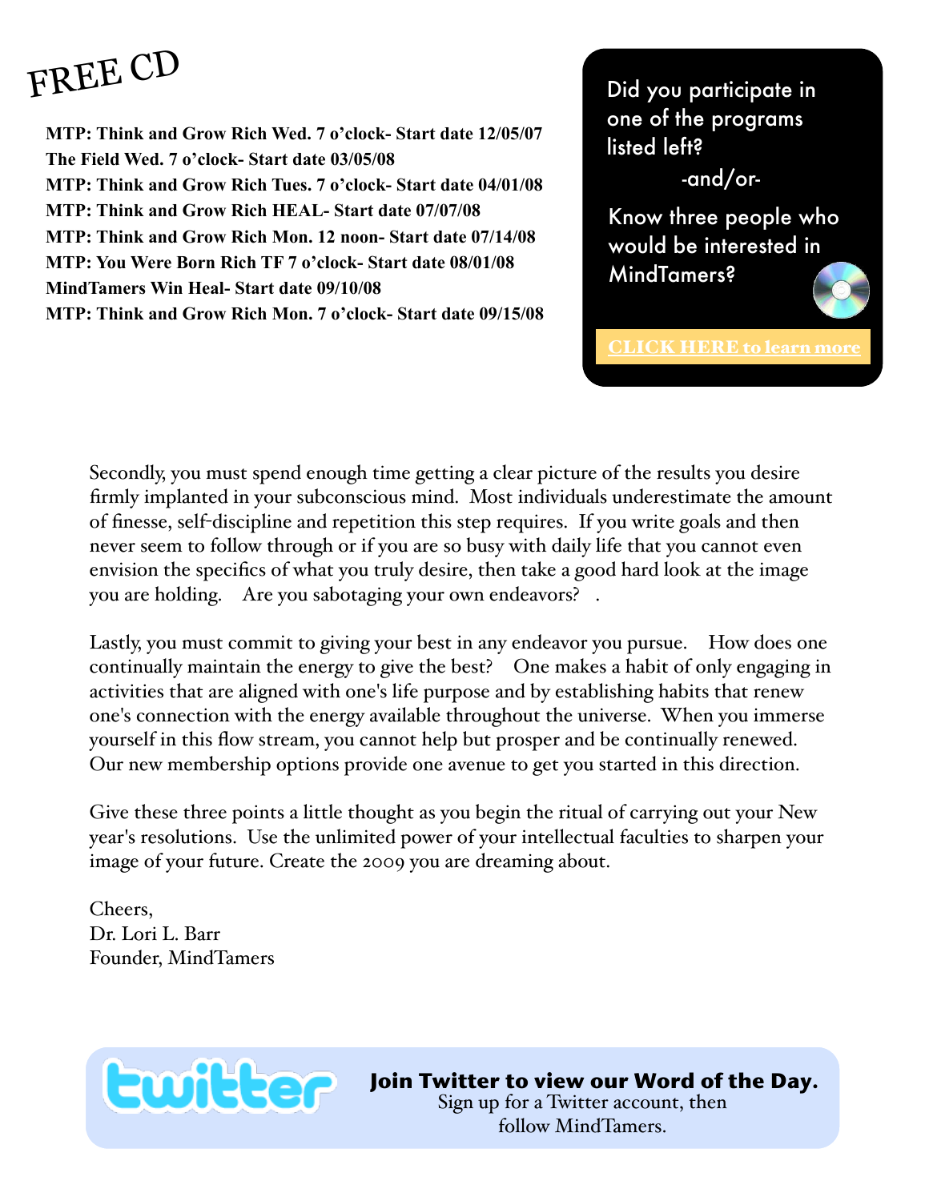# FREE CD

**MTP: Think and Grow Rich Wed. 7 o'clock- Start date 12/05/07**
**The Field Wed. 7 o'clock- Start date 03/05/08**
**MTP: Think and Grow Rich Tues. 7 o'clock- Start date 04/01/08**
**MTP: Think and Grow Rich HEAL- Start date 07/07/08**
**MTP: Think and Grow Rich Mon. 12 noon- Start date 07/14/08**
**MTP: You Were Born Rich TF 7 o'clock- Start date 08/01/08**
**MindTamers Win Heal- Start date 09/10/08**
**MTP: Think and Grow Rich Mon. 7 o'clock- Start date 09/15/08**

Did you participate in one of the programs listed left?

-and/or-

Know three people who would be interested in MindTamers?

CLICK HERE to learn more

Secondly, you must spend enough time getting a clear picture of the results you desire firmly implanted in your subconscious mind. Most individuals underestimate the amount of finesse, self-discipline and repetition this step requires. If you write goals and then never seem to follow through or if you are so busy with daily life that you cannot even envision the specifics of what you truly desire, then take a good hard look at the image you are holding. Are you sabotaging your own endeavors? .

Lastly, you must commit to giving your best in any endeavor you pursue. How does one continually maintain the energy to give the best? One makes a habit of only engaging in activities that are aligned with one's life purpose and by establishing habits that renew one's connection with the energy available throughout the universe. When you immerse yourself in this flow stream, you cannot help but prosper and be continually renewed. Our new membership options provide one avenue to get you started in this direction.

Give these three points a little thought as you begin the ritual of carrying out your New year's resolutions. Use the unlimited power of your intellectual faculties to sharpen your image of your future. Create the 2009 you are dreaming about.

Cheers,
Dr. Lori L. Barr
Founder, MindTamers

twitter

**Join Twitter to view our Word of the Day.**
Sign up for a Twitter account, then follow MindTamers.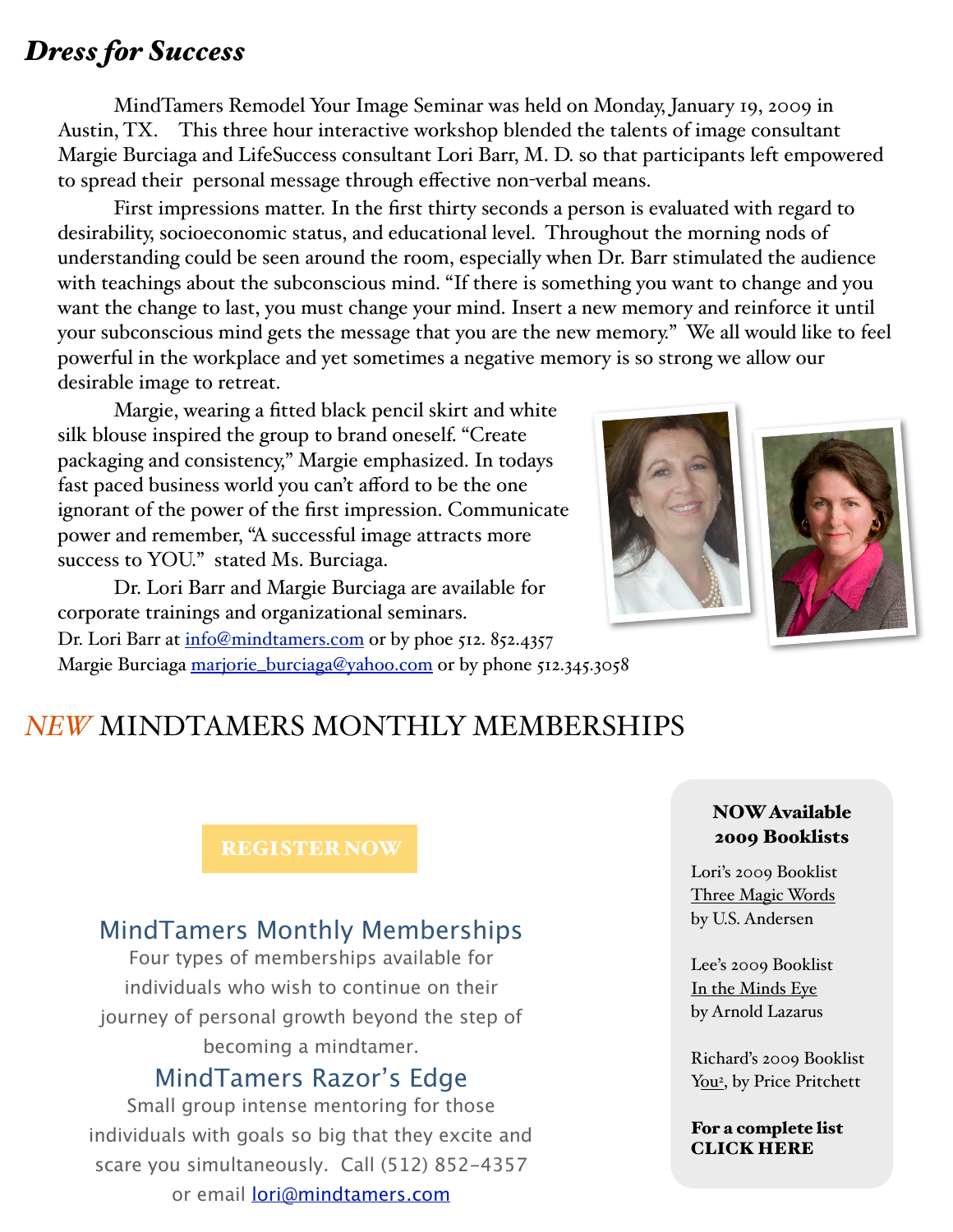## *Dress for Success*

MindTamers Remodel Your Image Seminar was held on Monday, January 19, 2009 in Austin, TX. This three hour interactive workshop blended the talents of image consultant Margie Burciaga and LifeSuccess consultant Lori Barr, M. D. so that participants left empowered to spread their personal message through effective non-verbal means.

First impressions matter. In the first thirty seconds a person is evaluated with regard to desirability, socioeconomic status, and educational level. Throughout the morning nods of understanding could be seen around the room, especially when Dr. Barr stimulated the audience with teachings about the subconscious mind. "If there is something you want to change and you want the change to last, you must change your mind. Insert a new memory and reinforce it until your subconscious mind gets the message that you are the new memory." We all would like to feel powerful in the workplace and yet sometimes a negative memory is so strong we allow our desirable image to retreat.

Margie, wearing a fitted black pencil skirt and white silk blouse inspired the group to brand oneself. "Create packaging and consistency," Margie emphasized. In todays fast paced business world you can't afford to be the one ignorant of the power of the first impression. Communicate power and remember, "A successful image attracts more success to YOU." stated Ms. Burciaga.

Dr. Lori Barr and Margie Burciaga are available for corporate trainings and organizational seminars.
Dr. Lori Barr at info@mindtamers.com or by phoe 512. 852.4357
Margie Burciaga marjorie_burciaga@yahoo.com or by phone 512.345.3058

## *NEW* MINDTAMERS MONTHLY MEMBERSHIPS

REGISTER NOW

### MindTamers Monthly Memberships

Four types of memberships available for individuals who wish to continue on their journey of personal growth beyond the step of becoming a mindtamer.

### MindTamers Razor's Edge

Small group intense mentoring for those individuals with goals so big that they excite and scare you simultaneously. Call (512) 852-4357 or email lori@mindtamers.com

**NOW Available 2009 Booklists**

Lori's 2009 Booklist
Three Magic Words
by U.S. Andersen

Lee's 2009 Booklist
In the Minds Eye
by Arnold Lazarus

Richard's 2009 Booklist
You², by Price Pritchett

**For a complete list CLICK HERE**